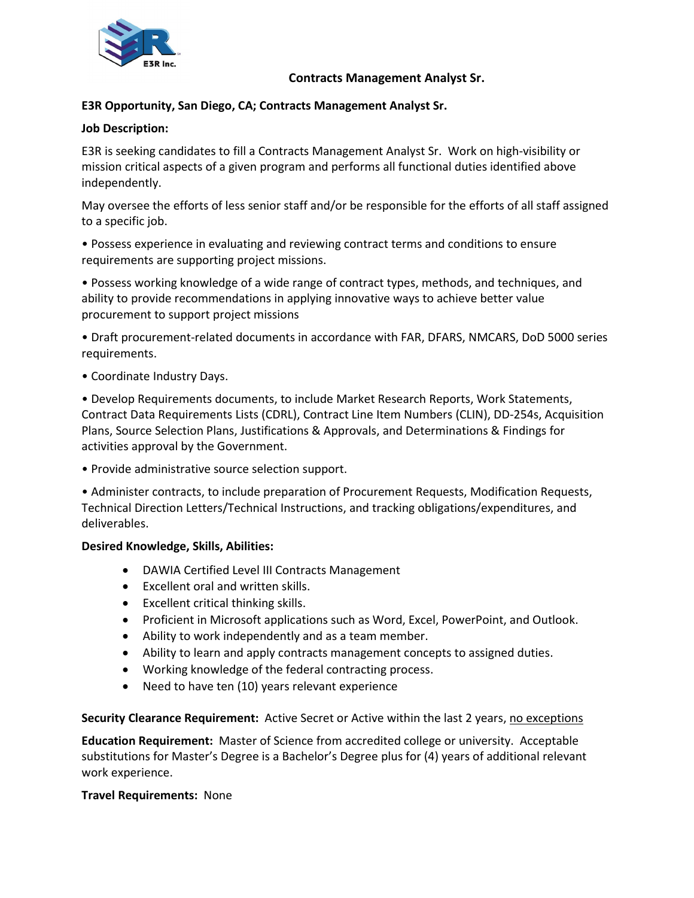# Contracts Management Analyst Sr.

**E3R Opportunity, San Diego, CA; Contracts Management Analyst Sr.**

**Job Description:**

E3R is seeking candidates to fill a Contracts Management Analyst Sr. Work on high-visibility or mission critical aspects of a given program and performs all functional duties identified above independently.

May oversee the efforts of less senior staff and/or be responsible for the efforts of all staff assigned to a specific job.

- Possess experience in evaluating and reviewing contract terms and conditions to ensure requirements are supporting project missions.
- Possess working knowledge of a wide range of contract types, methods, and techniques, and ability to provide recommendations in applying innovative ways to achieve better value procurement to support project missions
- Draft procurement-related documents in accordance with FAR, DFARS, NMCARS, DoD 5000 series requirements.
- Coordinate Industry Days.
- Develop Requirements documents, to include Market Research Reports, Work Statements, Contract Data Requirements Lists (CDRL), Contract Line Item Numbers (CLIN), DD-254s, Acquisition Plans, Source Selection Plans, Justifications & Approvals, and Determinations & Findings for activities approval by the Government.
- Provide administrative source selection support.
- Administer contracts, to include preparation of Procurement Requests, Modification Requests, Technical Direction Letters/Technical Instructions, and tracking obligations/expenditures, and deliverables.

**Desired Knowledge, Skills, Abilities:**

- DAWIA Certified Level III Contracts Management
- Excellent oral and written skills.
- Excellent critical thinking skills.
- Proficient in Microsoft applications such as Word, Excel, PowerPoint, and Outlook.
- Ability to work independently and as a team member.
- Ability to learn and apply contracts management concepts to assigned duties.
- Working knowledge of the federal contracting process.
- Need to have ten (10) years relevant experience

**Security Clearance Requirement:** Active Secret or Active within the last 2 years, <u>no exceptions</u>

**Education Requirement:** Master of Science from accredited college or university. Acceptable substitutions for Master's Degree is a Bachelor's Degree plus for (4) years of additional relevant work experience.

**Travel Requirements:** None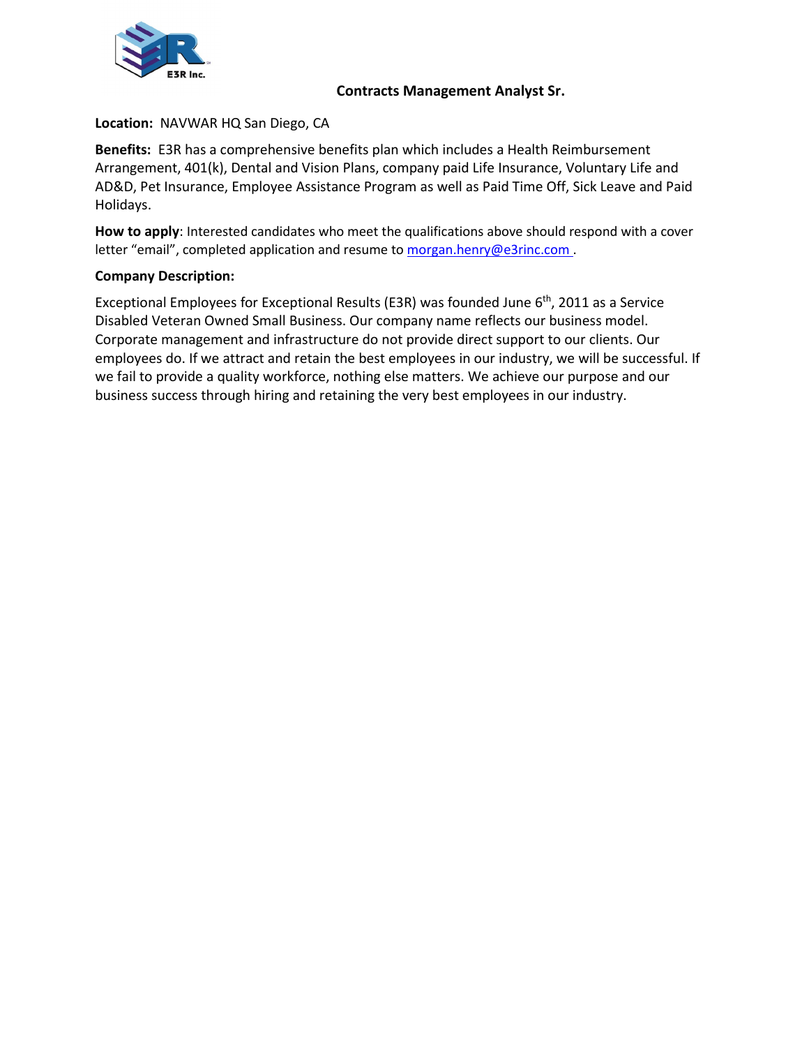## Contracts Management Analyst Sr.

**Location:** NAVWAR HQ San Diego, CA

**Benefits:** E3R has a comprehensive benefits plan which includes a Health Reimbursement Arrangement, 401(k), Dental and Vision Plans, company paid Life Insurance, Voluntary Life and AD&D, Pet Insurance, Employee Assistance Program as well as Paid Time Off, Sick Leave and Paid Holidays.

**How to apply**: Interested candidates who meet the qualifications above should respond with a cover letter "email", completed application and resume to morgan.henry@e3rinc.com .

**Company Description:**

Exceptional Employees for Exceptional Results (E3R) was founded June 6th, 2011 as a Service Disabled Veteran Owned Small Business. Our company name reflects our business model. Corporate management and infrastructure do not provide direct support to our clients. Our employees do. If we attract and retain the best employees in our industry, we will be successful. If we fail to provide a quality workforce, nothing else matters. We achieve our purpose and our business success through hiring and retaining the very best employees in our industry.